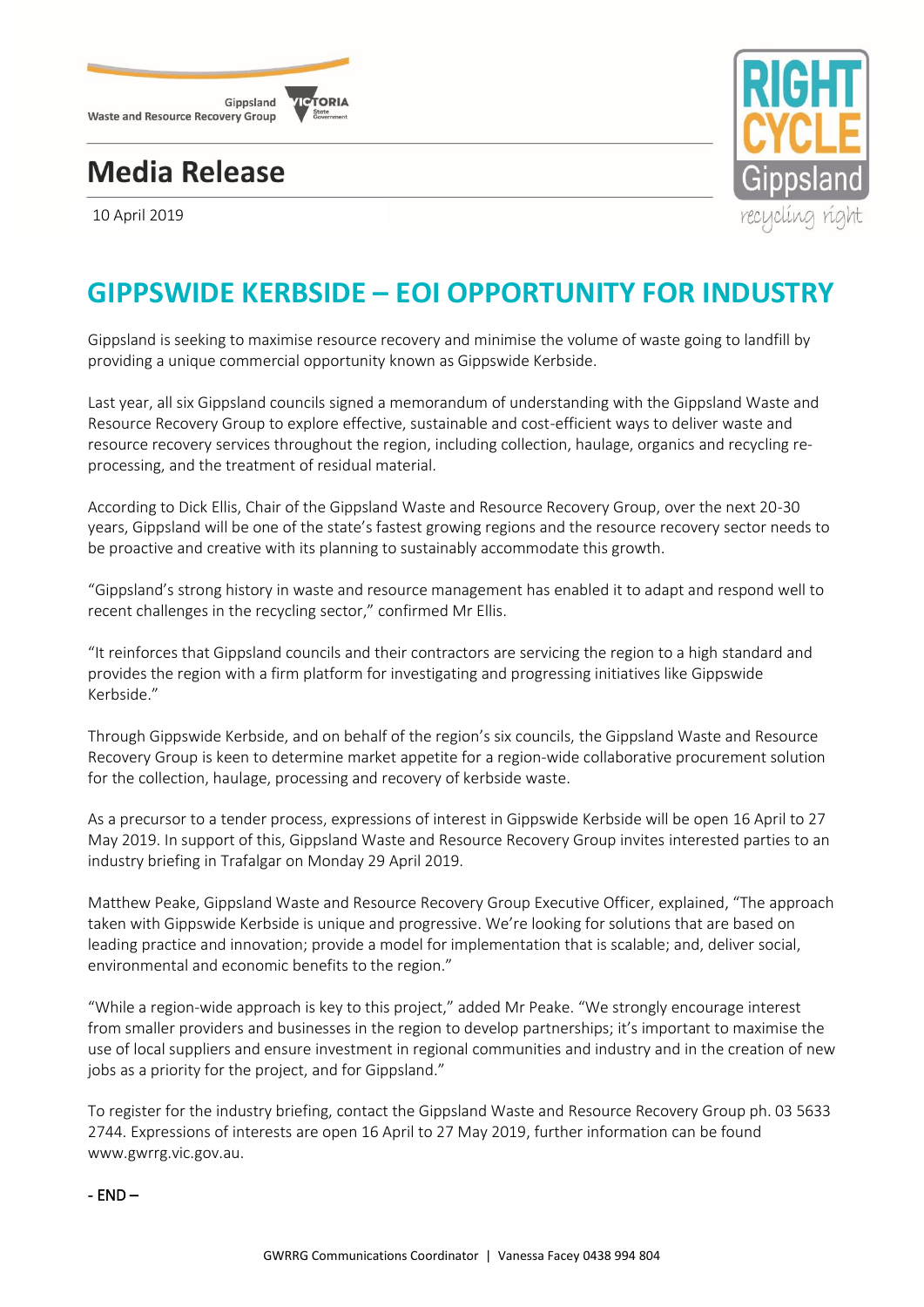Gippsland Waste and Resource Recovery Group

# Media Release

10 April 2019

## GIPPSWIDE KERBSIDE – EOI OPPORTUNITY FOR INDUSTRY

Gippsland is seeking to maximise resource recovery and minimise the volume of waste going to landfill by providing a unique commercial opportunity known as Gippswide Kerbside.

Last year, all six Gippsland councils signed a memorandum of understanding with the Gippsland Waste and Resource Recovery Group to explore effective, sustainable and cost-efficient ways to deliver waste and resource recovery services throughout the region, including collection, haulage, organics and recycling re-processing, and the treatment of residual material.

According to Dick Ellis, Chair of the Gippsland Waste and Resource Recovery Group, over the next 20-30 years, Gippsland will be one of the state's fastest growing regions and the resource recovery sector needs to be proactive and creative with its planning to sustainably accommodate this growth.

"Gippsland's strong history in waste and resource management has enabled it to adapt and respond well to recent challenges in the recycling sector," confirmed Mr Ellis.

"It reinforces that Gippsland councils and their contractors are servicing the region to a high standard and provides the region with a firm platform for investigating and progressing initiatives like Gippswide Kerbside."

Through Gippswide Kerbside, and on behalf of the region's six councils, the Gippsland Waste and Resource Recovery Group is keen to determine market appetite for a region-wide collaborative procurement solution for the collection, haulage, processing and recovery of kerbside waste.

As a precursor to a tender process, expressions of interest in Gippswide Kerbside will be open 16 April to 27 May 2019. In support of this, Gippsland Waste and Resource Recovery Group invites interested parties to an industry briefing in Trafalgar on Monday 29 April 2019.

Matthew Peake, Gippsland Waste and Resource Recovery Group Executive Officer, explained, "The approach taken with Gippswide Kerbside is unique and progressive. We're looking for solutions that are based on leading practice and innovation; provide a model for implementation that is scalable; and, deliver social, environmental and economic benefits to the region."

"While a region-wide approach is key to this project," added Mr Peake. "We strongly encourage interest from smaller providers and businesses in the region to develop partnerships; it's important to maximise the use of local suppliers and ensure investment in regional communities and industry and in the creation of new jobs as a priority for the project, and for Gippsland."

To register for the industry briefing, contact the Gippsland Waste and Resource Recovery Group ph. 03 5633 2744. Expressions of interests are open 16 April to 27 May 2019, further information can be found www.gwrrg.vic.gov.au.

**- END –**

GWRRG Communications Coordinator | Vanessa Facey 0438 994 804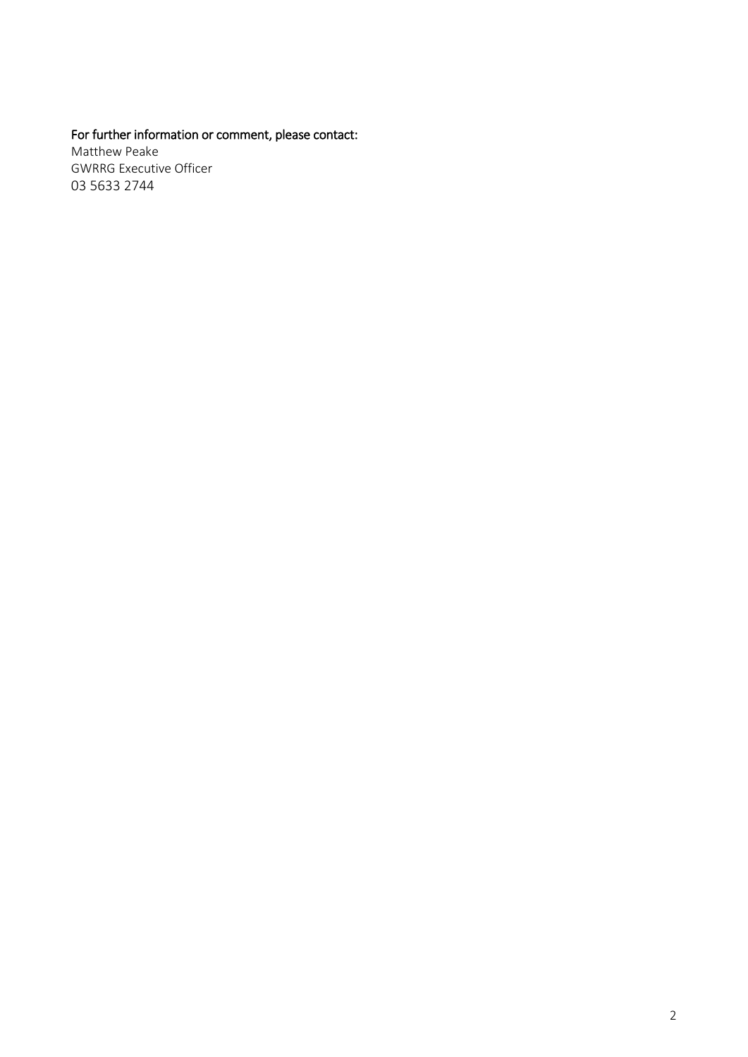**For further information or comment, please contact:**

Matthew Peake
GWRRG Executive Officer
03 5633 2744